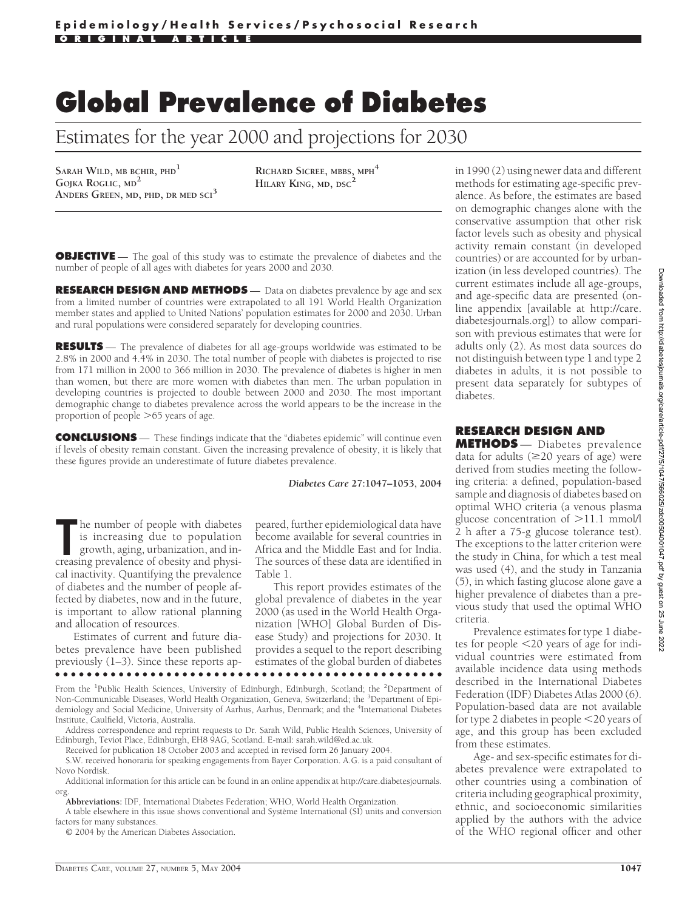Epidemiology/Health Services/Psychosocial Research

ORIGINAL ARTICLE

# Global Prevalence of Diabetes

## Estimates for the year 2000 and projections for 2030

SARAH WILD, MB BCHIR, PHD[1]
GOJKA ROGLIC, MD[2]
ANDERS GREEN, MD, PHD, DR MED SCI[3]
RICHARD SICREE, MBBS, MPH[4]
HILARY KING, MD, DSC[2]

**OBJECTIVE** — The goal of this study was to estimate the prevalence of diabetes and the number of people of all ages with diabetes for years 2000 and 2030.

**RESEARCH DESIGN AND METHODS** — Data on diabetes prevalence by age and sex from a limited number of countries were extrapolated to all 191 World Health Organization member states and applied to United Nations' population estimates for 2000 and 2030. Urban and rural populations were considered separately for developing countries.

**RESULTS** — The prevalence of diabetes for all age-groups worldwide was estimated to be 2.8% in 2000 and 4.4% in 2030. The total number of people with diabetes is projected to rise from 171 million in 2000 to 366 million in 2030. The prevalence of diabetes is higher in men than women, but there are more women with diabetes than men. The urban population in developing countries is projected to double between 2000 and 2030. The most important demographic change to diabetes prevalence across the world appears to be the increase in the proportion of people >65 years of age.

**CONCLUSIONS** — These findings indicate that the "diabetes epidemic" will continue even if levels of obesity remain constant. Given the increasing prevalence of obesity, it is likely that these figures provide an underestimate of future diabetes prevalence.

*Diabetes Care* **27:1047–1053, 2004**

The number of people with diabetes is increasing due to population growth, aging, urbanization, and increasing prevalence of obesity and physical inactivity. Quantifying the prevalence of diabetes and the number of people affected by diabetes, now and in the future, is important to allow rational planning and allocation of resources.

Estimates of current and future diabetes prevalence have been published previously (1–3). Since these reports appeared, further epidemiological data have become available for several countries in Africa and the Middle East and for India. The sources of these data are identified in Table 1.

This report provides estimates of the global prevalence of diabetes in the year 2000 (as used in the World Health Organization [WHO] Global Burden of Disease Study) and projections for 2030. It provides a sequel to the report describing estimates of the global burden of diabetes in 1990 (2) using newer data and different methods for estimating age-specific prevalence. As before, the estimates are based on demographic changes alone with the conservative assumption that other risk factor levels such as obesity and physical activity remain constant (in developed countries) or are accounted for by urbanization (in less developed countries). The current estimates include all age-groups, and age-specific data are presented (online appendix [available at http://care.diabetesjournals.org]) to allow comparison with previous estimates that were for adults only (2). As most data sources do not distinguish between type 1 and type 2 diabetes in adults, it is not possible to present data separately for subtypes of diabetes.

## RESEARCH DESIGN AND METHODS

Diabetes prevalence data for adults (≥20 years of age) were derived from studies meeting the following criteria: a defined, population-based sample and diagnosis of diabetes based on optimal WHO criteria (a venous plasma glucose concentration of >11.1 mmol/l 2 h after a 75-g glucose tolerance test). The exceptions to the latter criterion were the study in China, for which a test meal was used (4), and the study in Tanzania (5), in which fasting glucose alone gave a higher prevalence of diabetes than a previous study that used the optimal WHO criteria.

Prevalence estimates for type 1 diabetes for people <20 years of age for individual countries were estimated from available incidence data using methods described in the International Diabetes Federation (IDF) Diabetes Atlas 2000 (6). Population-based data are not available for type 2 diabetes in people <20 years of age, and this group has been excluded from these estimates.

Age- and sex-specific estimates for diabetes prevalence were extrapolated to other countries using a combination of criteria including geographical proximity, ethnic, and socioeconomic similarities applied by the authors with the advice of the WHO regional officer and other

From the [1]Public Health Sciences, University of Edinburgh, Edinburgh, Scotland; the [2]Department of Non-Communicable Diseases, World Health Organization, Geneva, Switzerland; the [3]Department of Epidemiology and Social Medicine, University of Aarhus, Aarhus, Denmark; and the [4]International Diabetes Institute, Caulfield, Victoria, Australia.

Address correspondence and reprint requests to Dr. Sarah Wild, Public Health Sciences, University of Edinburgh, Teviot Place, Edinburgh, EH8 9AG, Scotland. E-mail: sarah.wild@ed.ac.uk.

Received for publication 18 October 2003 and accepted in revised form 26 January 2004.

S.W. received honoraria for speaking engagements from Bayer Corporation. A.G. is a paid consultant of Novo Nordisk.

Additional information for this article can be found in an online appendix at http://care.diabetesjournals.org.

**Abbreviations:** IDF, International Diabetes Federation; WHO, World Health Organization.

A table elsewhere in this issue shows conventional and Système International (SI) units and conversion factors for many substances.

© 2004 by the American Diabetes Association.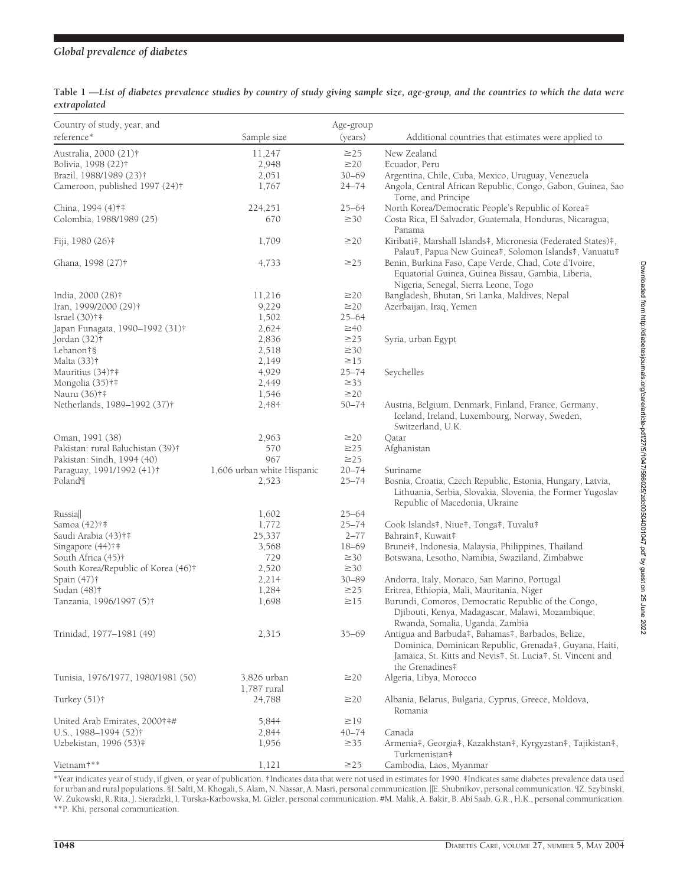**Table 1 —List of diabetes prevalence studies by country of study giving sample size, age-group, and the countries to which the data were extrapolated**

| Country of study, year, and reference* | Sample size | Age-group (years) | Additional countries that estimates were applied to |
|---|---|---|---|
| Australia, 2000 (21)† | 11,247 | ≥25 | New Zealand |
| Bolivia, 1998 (22)† | 2,948 | ≥20 | Ecuador, Peru |
| Brazil, 1988/1989 (23)† | 2,051 | 30–69 | Argentina, Chile, Cuba, Mexico, Uruguay, Venezuela |
| Cameroon, published 1997 (24)† | 1,767 | 24–74 | Angola, Central African Republic, Congo, Gabon, Guinea, Sao Tome, and Principe |
| China, 1994 (4)†‡ | 224,251 | 25–64 | North Korea/Democratic People's Republic of Korea‡ |
| Colombia, 1988/1989 (25) | 670 | ≥30 | Costa Rica, El Salvador, Guatemala, Honduras, Nicaragua, Panama |
| Fiji, 1980 (26)‡ | 1,709 | ≥20 | Kiribati‡, Marshall Islands‡, Micronesia (Federated States)‡, Palau‡, Papua New Guinea‡, Solomon Islands‡, Vanuatu‡ |
| Ghana, 1998 (27)† | 4,733 | ≥25 | Benin, Burkina Faso, Cape Verde, Chad, Cote d'Ivoire, Equatorial Guinea, Guinea Bissau, Gambia, Liberia, Nigeria, Senegal, Sierra Leone, Togo |
| India, 2000 (28)† | 11,216 | ≥20 | Bangladesh, Bhutan, Sri Lanka, Maldives, Nepal |
| Iran, 1999/2000 (29)† | 9,229 | ≥20 | Azerbaijan, Iraq, Yemen |
| Israel (30)†‡ | 1,502 | 25–64 | |
| Japan Funagata, 1990–1992 (31)† | 2,624 | ≥40 | |
| Jordan (32)† | 2,836 | ≥25 | Syria, urban Egypt |
| Lebanon†§ | 2,518 | ≥30 | |
| Malta (33)† | 2,149 | ≥15 | |
| Mauritius (34)†‡ | 4,929 | 25–74 | Seychelles |
| Mongolia (35)†‡ | 2,449 | ≥35 | |
| Nauru (36)†‡ | 1,546 | ≥20 | |
| Netherlands, 1989–1992 (37)† | 2,484 | 50–74 | Austria, Belgium, Denmark, Finland, France, Germany, Iceland, Ireland, Luxembourg, Norway, Sweden, Switzerland, U.K. |
| Oman, 1991 (38) | 2,963 | ≥20 | Qatar |
| Pakistan: rural Baluchistan (39)† | 570 | ≥25 | Afghanistan |
| Pakistan: Sindh, 1994 (40) | 967 | ≥25 | |
| Paraguay, 1991/1992 (41)† | 1,606 urban white Hispanic | 20–74 | Suriname |
| Poland¶ | 2,523 | 25–74 | Bosnia, Croatia, Czech Republic, Estonia, Hungary, Latvia, Lithuania, Serbia, Slovakia, Slovenia, the Former Yugoslav Republic of Macedonia, Ukraine |
| Russia‖ | 1,602 | 25–64 | |
| Samoa (42)†‡ | 1,772 | 25–74 | Cook Islands‡, Niue‡, Tonga‡, Tuvalu‡ |
| Saudi Arabia (43)†‡ | 25,337 | 2–77 | Bahrain‡, Kuwait‡ |
| Singapore (44)†‡ | 3,568 | 18–69 | Brunei‡, Indonesia, Malaysia, Philippines, Thailand |
| South Africa (45)† | 729 | ≥30 | Botswana, Lesotho, Namibia, Swaziland, Zimbabwe |
| South Korea/Republic of Korea (46)† | 2,520 | ≥30 | |
| Spain (47)† | 2,214 | 30–89 | Andorra, Italy, Monaco, San Marino, Portugal |
| Sudan (48)† | 1,284 | ≥25 | Eritrea, Ethiopia, Mali, Mauritania, Niger |
| Tanzania, 1996/1997 (5)† | 1,698 | ≥15 | Burundi, Comoros, Democratic Republic of the Congo, Djibouti, Kenya, Madagascar, Malawi, Mozambique, Rwanda, Somalia, Uganda, Zambia |
| Trinidad, 1977–1981 (49) | 2,315 | 35–69 | Antigua and Barbuda‡, Bahamas‡, Barbados, Belize, Dominica, Dominican Republic, Grenada‡, Guyana, Haiti, Jamaica, St. Kitts and Nevis‡, St. Lucia‡, St. Vincent and the Grenadines‡ |
| Tunisia, 1976/1977, 1980/1981 (50) | 3,826 urban 1,787 rural | ≥20 | Algeria, Libya, Morocco |
| Turkey (51)† | 24,788 | ≥20 | Albania, Belarus, Bulgaria, Cyprus, Greece, Moldova, Romania |
| United Arab Emirates, 2000†‡# | 5,844 | ≥19 | |
| U.S., 1988–1994 (52)† | 2,844 | 40–74 | Canada |
| Uzbekistan, 1996 (53)‡ | 1,956 | ≥35 | Armenia‡, Georgia‡, Kazakhstan‡, Kyrgyzstan‡, Tajikistan‡, Turkmenistan‡ |
| Vietnam†** | 1,121 | ≥25 | Cambodia, Laos, Myanmar |

*Year indicates year of study, if given, or year of publication. †Indicates data that were not used in estimates for 1990. ‡Indicates same diabetes prevalence data used for urban and rural populations. §I. Salti, M. Khogali, S. Alam, N. Nassar, A. Masri, personal communication. ‖E. Shubnikov, personal communication. ¶Z. Szybinski, W. Zukowski, R. Rita, J. Sieradzki, I. Turska-Karbowska, M. Gizler, personal communication. #M. Malik, A. Bakir, B. Abi Saab, G.R., H.K., personal communication. **P. Khi, personal communication.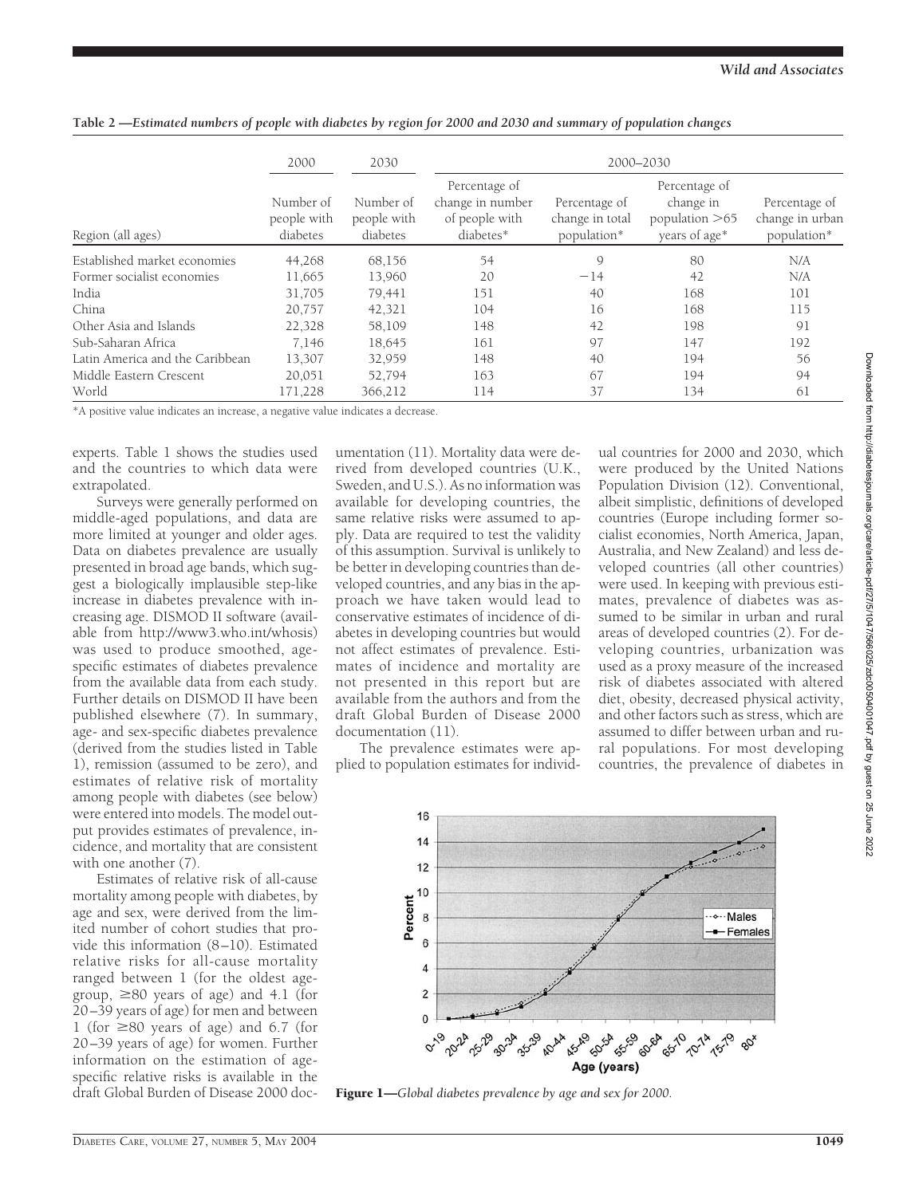**Table 2**—*Estimated numbers of people with diabetes by region for 2000 and 2030 and summary of population changes*

| | 2000 | 2030 | 2000–2030 | | | |
|---|---|---|---|---|---|---|
| Region (all ages) | Number of people with diabetes | Number of people with diabetes | Percentage of change in number of people with diabetes* | Percentage of change in total population* | Percentage of change in population >65 years of age* | Percentage of change in urban population* |
| Established market economies | 44,268 | 68,156 | 54 | 9 | 80 | N/A |
| Former socialist economies | 11,665 | 13,960 | 20 | −14 | 42 | N/A |
| India | 31,705 | 79,441 | 151 | 40 | 168 | 101 |
| China | 20,757 | 42,321 | 104 | 16 | 168 | 115 |
| Other Asia and Islands | 22,328 | 58,109 | 148 | 42 | 198 | 91 |
| Sub-Saharan Africa | 7,146 | 18,645 | 161 | 97 | 147 | 192 |
| Latin America and the Caribbean | 13,307 | 32,959 | 148 | 40 | 194 | 56 |
| Middle Eastern Crescent | 20,051 | 52,794 | 163 | 67 | 194 | 94 |
| World | 171,228 | 366,212 | 114 | 37 | 134 | 61 |

*A positive value indicates an increase, a negative value indicates a decrease.

experts. Table 1 shows the studies used and the countries to which data were extrapolated.

Surveys were generally performed on middle-aged populations, and data are more limited at younger and older ages. Data on diabetes prevalence are usually presented in broad age bands, which suggest a biologically implausible step-like increase in diabetes prevalence with increasing age. DISMOD II software (available from http://www3.who.int/whosis) was used to produce smoothed, age-specific estimates of diabetes prevalence from the available data from each study. Further details on DISMOD II have been published elsewhere (7). In summary, age- and sex-specific diabetes prevalence (derived from the studies listed in Table 1), remission (assumed to be zero), and estimates of relative risk of mortality among people with diabetes (see below) were entered into models. The model output provides estimates of prevalence, incidence, and mortality that are consistent with one another (7).

Estimates of relative risk of all-cause mortality among people with diabetes, by age and sex, were derived from the limited number of cohort studies that provide this information (8–10). Estimated relative risks for all-cause mortality ranged between 1 (for the oldest age-group, ≥80 years of age) and 4.1 (for 20–39 years of age) for men and between 1 (for ≥80 years of age) and 6.7 (for 20–39 years of age) for women. Further information on the estimation of age-specific relative risks is available in the draft Global Burden of Disease 2000 documentation (11). Mortality data were derived from developed countries (U.K., Sweden, and U.S.). As no information was available for developing countries, the same relative risks were assumed to apply. Data are required to test the validity of this assumption. Survival is unlikely to be better in developing countries than developed countries, and any bias in the approach we have taken would lead to conservative estimates of incidence of diabetes in developing countries but would not affect estimates of prevalence. Estimates of incidence and mortality are not presented in this report but are available from the authors and from the draft Global Burden of Disease 2000 documentation (11).

The prevalence estimates were applied to population estimates for individual countries for 2000 and 2030, which were produced by the United Nations Population Division (12). Conventional, albeit simplistic, definitions of developed countries (Europe including former socialist economies, North America, Japan, Australia, and New Zealand) and less developed countries (all other countries) were used. In keeping with previous estimates, prevalence of diabetes was assumed to be similar in urban and rural areas of developed countries (2). For developing countries, urbanization was used as a proxy measure of the increased risk of diabetes associated with altered diet, obesity, decreased physical activity, and other factors such as stress, which are assumed to differ between urban and rural populations. For most developing countries, the prevalence of diabetes in

**Figure 1**—*Global diabetes prevalence by age and sex for 2000.*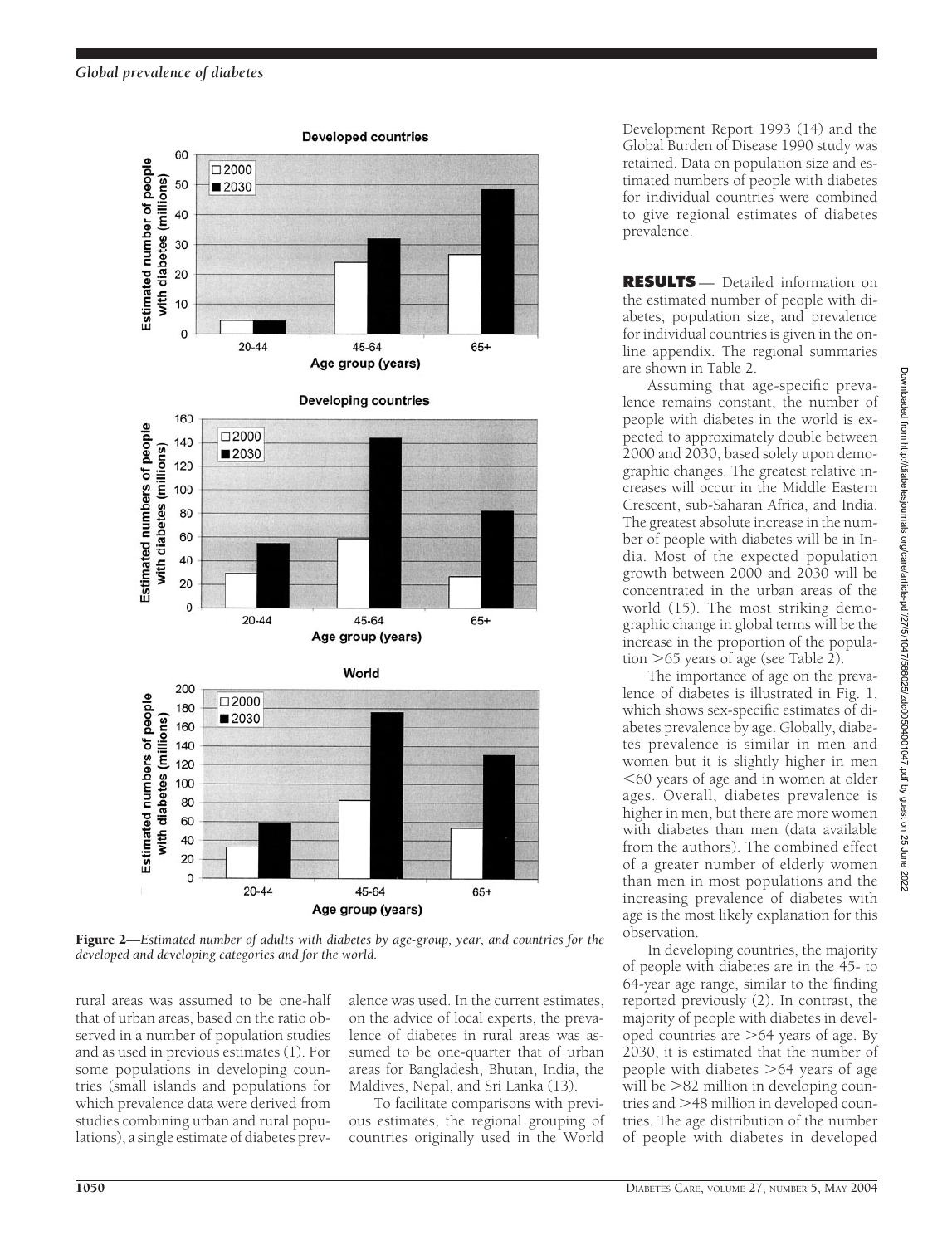**Figure 2**—*Estimated number of adults with diabetes by age-group, year, and countries for the developed and developing categories and for the world.*

rural areas was assumed to be one-half that of urban areas, based on the ratio observed in a number of population studies and as used in previous estimates (1). For some populations in developing countries (small islands and populations for which prevalence data were derived from studies combining urban and rural populations), a single estimate of diabetes prevalence was used. In the current estimates, on the advice of local experts, the prevalence of diabetes in rural areas was assumed to be one-quarter that of urban areas for Bangladesh, Bhutan, India, the Maldives, Nepal, and Sri Lanka (13).

To facilitate comparisons with previous estimates, the regional grouping of countries originally used in the World Development Report 1993 (14) and the Global Burden of Disease 1990 study was retained. Data on population size and estimated numbers of people with diabetes for individual countries were combined to give regional estimates of diabetes prevalence.

**RESULTS** — Detailed information on the estimated number of people with diabetes, population size, and prevalence for individual countries is given in the online appendix. The regional summaries are shown in Table 2.

Assuming that age-specific prevalence remains constant, the number of people with diabetes in the world is expected to approximately double between 2000 and 2030, based solely upon demographic changes. The greatest relative increases will occur in the Middle Eastern Crescent, sub-Saharan Africa, and India. The greatest absolute increase in the number of people with diabetes will be in India. Most of the expected population growth between 2000 and 2030 will be concentrated in the urban areas of the world (15). The most striking demographic change in global terms will be the increase in the proportion of the population >65 years of age (see Table 2).

The importance of age on the prevalence of diabetes is illustrated in Fig. 1, which shows sex-specific estimates of diabetes prevalence by age. Globally, diabetes prevalence is similar in men and women but it is slightly higher in men <60 years of age and in women at older ages. Overall, diabetes prevalence is higher in men, but there are more women with diabetes than men (data available from the authors). The combined effect of a greater number of elderly women than men in most populations and the increasing prevalence of diabetes with age is the most likely explanation for this observation.

In developing countries, the majority of people with diabetes are in the 45- to 64-year age range, similar to the finding reported previously (2). In contrast, the majority of people with diabetes in developed countries are >64 years of age. By 2030, it is estimated that the number of people with diabetes >64 years of age will be >82 million in developing countries and >48 million in developed countries. The age distribution of the number of people with diabetes in developed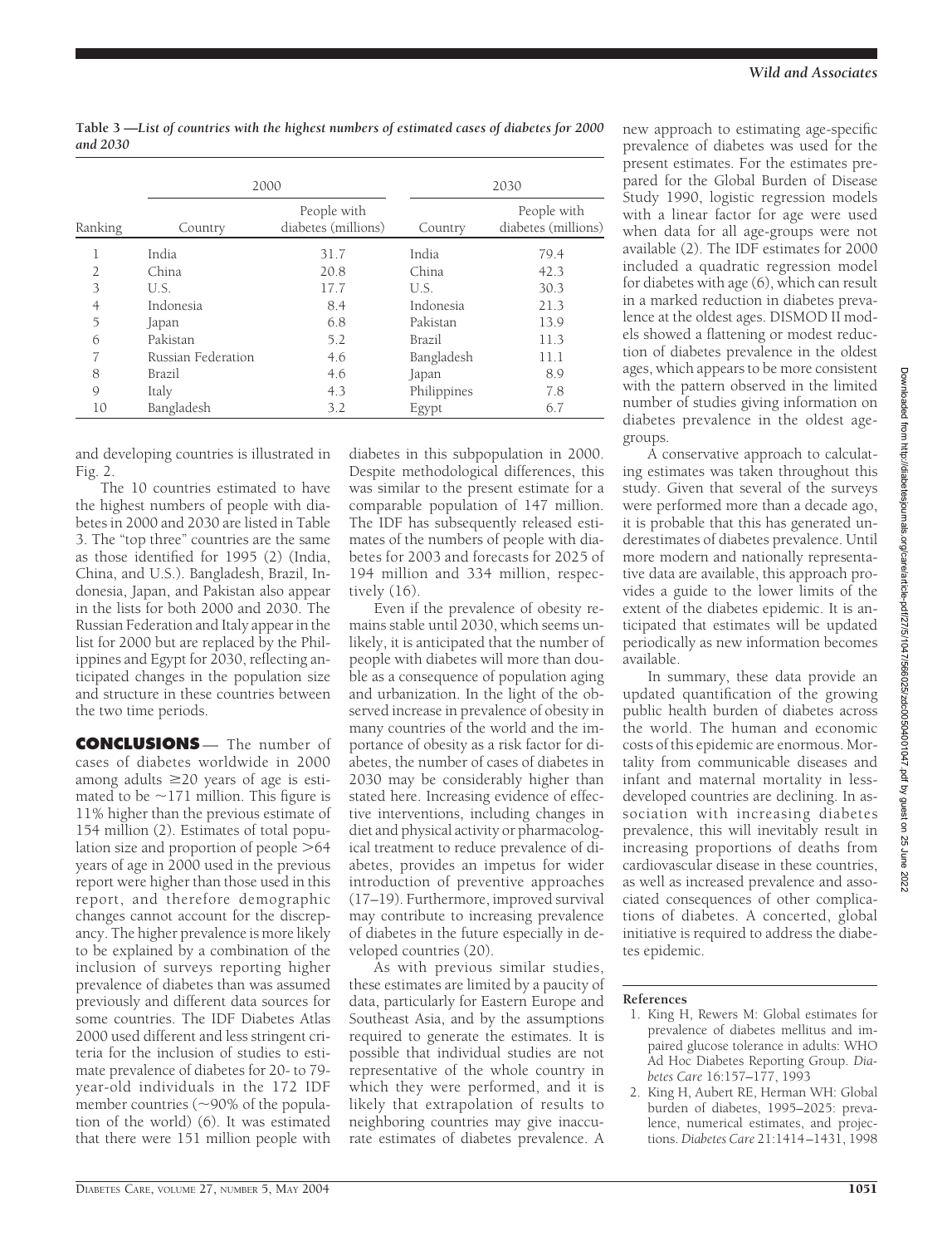**Table 3—List of countries with the highest numbers of estimated cases of diabetes for 2000 and 2030**

| | 2000 | | 2030 | |
|---|---|---|---|---|
| Ranking | Country | People with diabetes (millions) | Country | People with diabetes (millions) |
| 1 | India | 31.7 | India | 79.4 |
| 2 | China | 20.8 | China | 42.3 |
| 3 | U.S. | 17.7 | U.S. | 30.3 |
| 4 | Indonesia | 8.4 | Indonesia | 21.3 |
| 5 | Japan | 6.8 | Pakistan | 13.9 |
| 6 | Pakistan | 5.2 | Brazil | 11.3 |
| 7 | Russian Federation | 4.6 | Bangladesh | 11.1 |
| 8 | Brazil | 4.6 | Japan | 8.9 |
| 9 | Italy | 4.3 | Philippines | 7.8 |
| 10 | Bangladesh | 3.2 | Egypt | 6.7 |

and developing countries is illustrated in Fig. 2.

The 10 countries estimated to have the highest numbers of people with diabetes in 2000 and 2030 are listed in Table 3. The "top three" countries are the same as those identified for 1995 (2) (India, China, and U.S.). Bangladesh, Brazil, Indonesia, Japan, and Pakistan also appear in the lists for both 2000 and 2030. The Russian Federation and Italy appear in the list for 2000 but are replaced by the Philippines and Egypt for 2030, reflecting anticipated changes in the population size and structure in these countries between the two time periods.

## CONCLUSIONS

The number of cases of diabetes worldwide in 2000 among adults ≥20 years of age is estimated to be ~171 million. This figure is 11% higher than the previous estimate of 154 million (2). Estimates of total population size and proportion of people >64 years of age in 2000 used in the previous report were higher than those used in this report, and therefore demographic changes cannot account for the discrepancy. The higher prevalence is more likely to be explained by a combination of the inclusion of surveys reporting higher prevalence of diabetes than was assumed previously and different data sources for some countries. The IDF Diabetes Atlas 2000 used different and less stringent criteria for the inclusion of studies to estimate prevalence of diabetes for 20- to 79-year-old individuals in the 172 IDF member countries (~90% of the population of the world) (6). It was estimated that there were 151 million people with diabetes in this subpopulation in 2000. Despite methodological differences, this was similar to the present estimate for a comparable population of 147 million. The IDF has subsequently released estimates of the numbers of people with diabetes for 2003 and forecasts for 2025 of 194 million and 334 million, respectively (16).

Even if the prevalence of obesity remains stable until 2030, which seems unlikely, it is anticipated that the number of people with diabetes will more than double as a consequence of population aging and urbanization. In the light of the observed increase in prevalence of obesity in many countries of the world and the importance of obesity as a risk factor for diabetes, the number of cases of diabetes in 2030 may be considerably higher than stated here. Increasing evidence of effective interventions, including changes in diet and physical activity or pharmacological treatment to reduce prevalence of diabetes, provides an impetus for wider introduction of preventive approaches (17–19). Furthermore, improved survival may contribute to increasing prevalence of diabetes in the future especially in developed countries (20).

As with previous similar studies, these estimates are limited by a paucity of data, particularly for Eastern Europe and Southeast Asia, and by the assumptions required to generate the estimates. It is possible that individual studies are not representative of the whole country in which they were performed, and it is likely that extrapolation of results to neighboring countries may give inaccurate estimates of diabetes prevalence. A new approach to estimating age-specific prevalence of diabetes was used for the present estimates. For the estimates prepared for the Global Burden of Disease Study 1990, logistic regression models with a linear factor for age were used when data for all age-groups were not available (2). The IDF estimates for 2000 included a quadratic regression model for diabetes with age (6), which can result in a marked reduction in diabetes prevalence at the oldest ages. DISMOD II models showed a flattening or modest reduction of diabetes prevalence in the oldest ages, which appears to be more consistent with the pattern observed in the limited number of studies giving information on diabetes prevalence in the oldest age-groups.

A conservative approach to calculating estimates was taken throughout this study. Given that several of the surveys were performed more than a decade ago, it is probable that this has generated underestimates of diabetes prevalence. Until more modern and nationally representative data are available, this approach provides a guide to the lower limits of the extent of the diabetes epidemic. It is anticipated that estimates will be updated periodically as new information becomes available.

In summary, these data provide an updated quantification of the growing public health burden of diabetes across the world. The human and economic costs of this epidemic are enormous. Mortality from communicable diseases and infant and maternal mortality in less-developed countries are declining. In association with increasing diabetes prevalence, this will inevitably result in increasing proportions of deaths from cardiovascular disease in these countries, as well as increased prevalence and associated consequences of other complications of diabetes. A concerted, global initiative is required to address the diabetes epidemic.

## References

1. King H, Rewers M: Global estimates for prevalence of diabetes mellitus and impaired glucose tolerance in adults: WHO Ad Hoc Diabetes Reporting Group. *Diabetes Care* 16:157–177, 1993
2. King H, Aubert RE, Herman WH: Global burden of diabetes, 1995–2025: prevalence, numerical estimates, and projections. *Diabetes Care* 21:1414–1431, 1998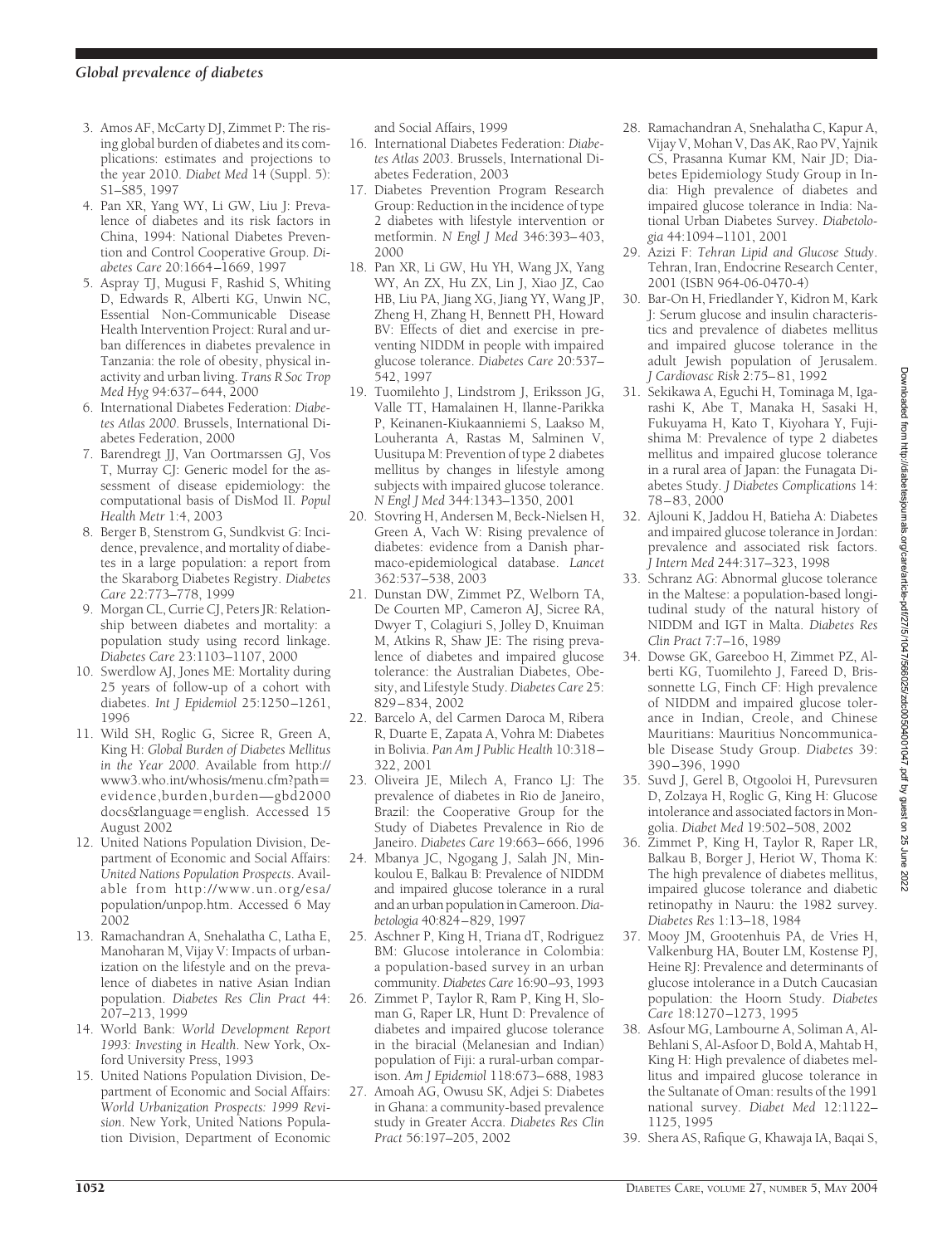3. Amos AF, McCarty DJ, Zimmet P: The rising global burden of diabetes and its complications: estimates and projections to the year 2010. *Diabet Med* 14 (Suppl. 5): S1–S85, 1997
4. Pan XR, Yang WY, Li GW, Liu J: Prevalence of diabetes and its risk factors in China, 1994: National Diabetes Prevention and Control Cooperative Group. *Diabetes Care* 20:1664–1669, 1997
5. Aspray TJ, Mugusi F, Rashid S, Whiting D, Edwards R, Alberti KG, Unwin NC, Essential Non-Communicable Disease Health Intervention Project: Rural and urban differences in diabetes prevalence in Tanzania: the role of obesity, physical inactivity and urban living. *Trans R Soc Trop Med Hyg* 94:637–644, 2000
6. International Diabetes Federation: *Diabetes Atlas 2000*. Brussels, International Diabetes Federation, 2000
7. Barendregt JJ, Van Oortmarssen GJ, Vos T, Murray CJ: Generic model for the assessment of disease epidemiology: the computational basis of DisMod II. *Popul Health Metr* 1:4, 2003
8. Berger B, Stenstrom G, Sundkvist G: Incidence, prevalence, and mortality of diabetes in a large population: a report from the Skaraborg Diabetes Registry. *Diabetes Care* 22:773–778, 1999
9. Morgan CL, Currie CJ, Peters JR: Relationship between diabetes and mortality: a population study using record linkage. *Diabetes Care* 23:1103–1107, 2000
10. Swerdlow AJ, Jones ME: Mortality during 25 years of follow-up of a cohort with diabetes. *Int J Epidemiol* 25:1250–1261, 1996
11. Wild SH, Roglic G, Sicree R, Green A, King H: *Global Burden of Diabetes Mellitus in the Year 2000*. Available from http://www3.who.int/whosis/menu.cfm?path=evidence,burden,burden—gbd2000docs&language=english. Accessed 15 August 2002
12. United Nations Population Division, Department of Economic and Social Affairs: *United Nations Population Prospects*. Available from http://www.un.org/esa/population/unpop.htm. Accessed 6 May 2002
13. Ramachandran A, Snehalatha C, Latha E, Manoharan M, Vijay V: Impacts of urbanization on the lifestyle and on the prevalence of diabetes in native Asian Indian population. *Diabetes Res Clin Pract* 44:207–213, 1999
14. World Bank: *World Development Report 1993: Investing in Health*. New York, Oxford University Press, 1993
15. United Nations Population Division, Department of Economic and Social Affairs: *World Urbanization Prospects: 1999 Revision*. New York, United Nations Population Division, Department of Economic and Social Affairs, 1999
16. International Diabetes Federation: *Diabetes Atlas 2003*. Brussels, International Diabetes Federation, 2003
17. Diabetes Prevention Program Research Group: Reduction in the incidence of type 2 diabetes with lifestyle intervention or metformin. *N Engl J Med* 346:393–403, 2000
18. Pan XR, Li GW, Hu YH, Wang JX, Yang WY, An ZX, Hu ZX, Lin J, Xiao JZ, Cao HB, Liu PA, Jiang XG, Jiang YY, Wang JP, Zheng H, Zhang H, Bennett PH, Howard BV: Effects of diet and exercise in preventing NIDDM in people with impaired glucose tolerance. *Diabetes Care* 20:537–542, 1997
19. Tuomilehto J, Lindstrom J, Eriksson JG, Valle TT, Hamalainen H, Ilanne-Parikka P, Keinanen-Kiukaanniemi S, Laakso M, Louheranta A, Rastas M, Salminen V, Uusitupa M: Prevention of type 2 diabetes mellitus by changes in lifestyle among subjects with impaired glucose tolerance. *N Engl J Med* 344:1343–1350, 2001
20. Stovring H, Andersen M, Beck-Nielsen H, Green A, Vach W: Rising prevalence of diabetes: evidence from a Danish pharmaco-epidemiological database. *Lancet* 362:537–538, 2003
21. Dunstan DW, Zimmet PZ, Welborn TA, De Courten MP, Cameron AJ, Sicree RA, Dwyer T, Colagiuri S, Jolley D, Knuiman M, Atkins R, Shaw JE: The rising prevalence of diabetes and impaired glucose tolerance: the Australian Diabetes, Obesity, and Lifestyle Study. *Diabetes Care* 25:829–834, 2002
22. Barcelo A, del Carmen Daroca M, Ribera R, Duarte E, Zapata A, Vohra M: Diabetes in Bolivia. *Pan Am J Public Health* 10:318–322, 2001
23. Oliveira JE, Milech A, Franco LJ: The prevalence of diabetes in Rio de Janeiro, Brazil: the Cooperative Group for the Study of Diabetes Prevalence in Rio de Janeiro. *Diabetes Care* 19:663–666, 1996
24. Mbanya JC, Ngogang J, Salah JN, Minkoulou E, Balkau B: Prevalence of NIDDM and impaired glucose tolerance in a rural and an urban population in Cameroon. *Diabetologia* 40:824–829, 1997
25. Aschner P, King H, Triana dT, Rodriguez BM: Glucose intolerance in Colombia: a population-based survey in an urban community. *Diabetes Care* 16:90–93, 1993
26. Zimmet P, Taylor R, Ram P, King H, Sloman G, Raper LR, Hunt D: Prevalence of diabetes and impaired glucose tolerance in the biracial (Melanesian and Indian) population of Fiji: a rural-urban comparison. *Am J Epidemiol* 118:673–688, 1983
27. Amoah AG, Owusu SK, Adjei S: Diabetes in Ghana: a community-based prevalence study in Greater Accra. *Diabetes Res Clin Pract* 56:197–205, 2002
28. Ramachandran A, Snehalatha C, Kapur A, Vijay V, Mohan V, Das AK, Rao PV, Yajnik CS, Prasanna Kumar KM, Nair JD; Diabetes Epidemiology Study Group in India: High prevalence of diabetes and impaired glucose tolerance in India: National Urban Diabetes Survey. *Diabetologia* 44:1094–1101, 2001
29. Azizi F: *Tehran Lipid and Glucose Study*. Tehran, Iran, Endocrine Research Center, 2001 (ISBN 964-06-0470-4)
30. Bar-On H, Friedlander Y, Kidron M, Kark J: Serum glucose and insulin characteristics and prevalence of diabetes mellitus and impaired glucose tolerance in the adult Jewish population of Jerusalem. *J Cardiovasc Risk* 2:75–81, 1992
31. Sekikawa A, Eguchi H, Tominaga M, Igarashi K, Abe T, Manaka H, Sasaki H, Fukuyama H, Kato T, Kiyohara Y, Fujishima M: Prevalence of type 2 diabetes mellitus and impaired glucose tolerance in a rural area of Japan: the Funagata Diabetes Study. *J Diabetes Complications* 14:78–83, 2000
32. Ajlouni K, Jaddou H, Batieha A: Diabetes and impaired glucose tolerance in Jordan: prevalence and associated risk factors. *J Intern Med* 244:317–323, 1998
33. Schranz AG: Abnormal glucose tolerance in the Maltese: a population-based longitudinal study of the natural history of NIDDM and IGT in Malta. *Diabetes Res Clin Pract* 7:7–16, 1989
34. Dowse GK, Gareeboo H, Zimmet PZ, Alberti KG, Tuomilehto J, Fareed D, Brissonnette LG, Finch CF: High prevalence of NIDDM and impaired glucose tolerance in Indian, Creole, and Chinese Mauritians: Mauritius Noncommunicable Disease Study Group. *Diabetes* 39:390–396, 1990
35. Suvd J, Gerel B, Otgooloi H, Purevsuren D, Zolzaya H, Roglic G, King H: Glucose intolerance and associated factors in Mongolia. *Diabet Med* 19:502–508, 2002
36. Zimmet P, King H, Taylor R, Raper LR, Balkau B, Borger J, Heriot W, Thoma K: The high prevalence of diabetes mellitus, impaired glucose tolerance and diabetic retinopathy in Nauru: the 1982 survey. *Diabetes Res* 1:13–18, 1984
37. Mooy JM, Grootenhuis PA, de Vries H, Valkenburg HA, Bouter LM, Kostense PJ, Heine RJ: Prevalence and determinants of glucose intolerance in a Dutch Caucasian population: the Hoorn Study. *Diabetes Care* 18:1270–1273, 1995
38. Asfour MG, Lambourne A, Soliman A, Al-Behlani S, Al-Asfoor D, Bold A, Mahtab H, King H: High prevalence of diabetes mellitus and impaired glucose tolerance in the Sultanate of Oman: results of the 1991 national survey. *Diabet Med* 12:1122–1125, 1995
39. Shera AS, Rafique G, Khawaja IA, Baqai S,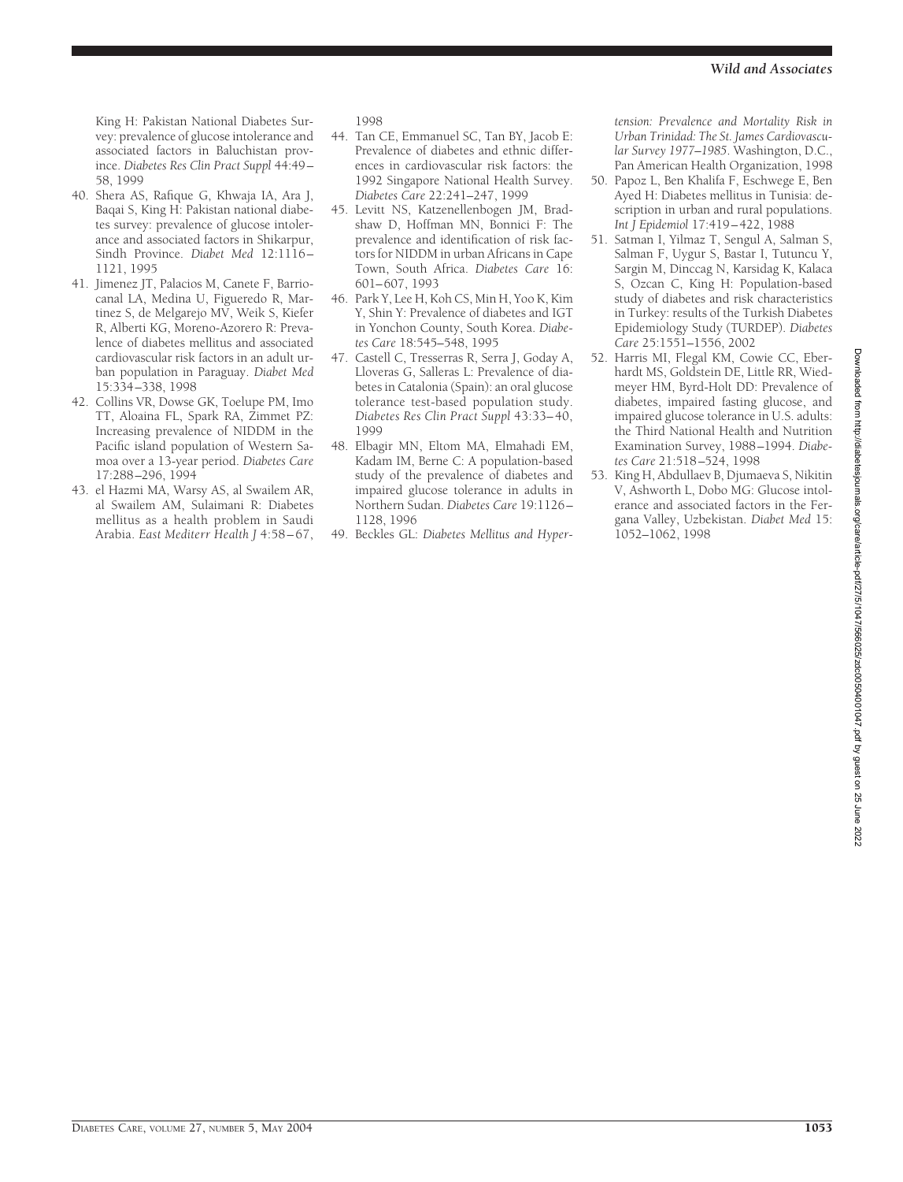King H: Pakistan National Diabetes Survey: prevalence of glucose intolerance and associated factors in Baluchistan province. *Diabetes Res Clin Pract Suppl* 44:49–58, 1999

40. Shera AS, Rafique G, Khwaja IA, Ara J, Baqai S, King H: Pakistan national diabetes survey: prevalence of glucose intolerance and associated factors in Shikarpur, Sindh Province. *Diabet Med* 12:1116–1121, 1995
41. Jimenez JT, Palacios M, Canete F, Barriocanal LA, Medina U, Figueredo R, Martinez S, de Melgarejo MV, Weik S, Kiefer R, Alberti KG, Moreno-Azorero R: Prevalence of diabetes mellitus and associated cardiovascular risk factors in an adult urban population in Paraguay. *Diabet Med* 15:334–338, 1998
42. Collins VR, Dowse GK, Toelupe PM, Imo TT, Aloaina FL, Spark RA, Zimmet PZ: Increasing prevalence of NIDDM in the Pacific island population of Western Samoa over a 13-year period. *Diabetes Care* 17:288–296, 1994
43. el Hazmi MA, Warsy AS, al Swailem AR, al Swailem AM, Sulaimani R: Diabetes mellitus as a health problem in Saudi Arabia. *East Mediterr Health J* 4:58–67, 1998
44. Tan CE, Emmanuel SC, Tan BY, Jacob E: Prevalence of diabetes and ethnic differences in cardiovascular risk factors: the 1992 Singapore National Health Survey. *Diabetes Care* 22:241–247, 1999
45. Levitt NS, Katzenellenbogen JM, Bradshaw D, Hoffman MN, Bonnici F: The prevalence and identification of risk factors for NIDDM in urban Africans in Cape Town, South Africa. *Diabetes Care* 16: 601–607, 1993
46. Park Y, Lee H, Koh CS, Min H, Yoo K, Kim Y, Shin Y: Prevalence of diabetes and IGT in Yonchon County, South Korea. *Diabetes Care* 18:545–548, 1995
47. Castell C, Tresserras R, Serra J, Goday A, Lloveras G, Salleras L: Prevalence of diabetes in Catalonia (Spain): an oral glucose tolerance test-based population study. *Diabetes Res Clin Pract Suppl* 43:33–40, 1999
48. Elbagir MN, Eltom MA, Elmahadi EM, Kadam IM, Berne C: A population-based study of the prevalence of diabetes and impaired glucose tolerance in adults in Northern Sudan. *Diabetes Care* 19:1126–1128, 1996
49. Beckles GL: *Diabetes Mellitus and Hypertension: Prevalence and Mortality Risk in Urban Trinidad: The St. James Cardiovascular Survey 1977–1985*. Washington, D.C., Pan American Health Organization, 1998
50. Papoz L, Ben Khalifa F, Eschwege E, Ben Ayed H: Diabetes mellitus in Tunisia: description in urban and rural populations. *Int J Epidemiol* 17:419–422, 1988
51. Satman I, Yilmaz T, Sengul A, Salman S, Salman F, Uygur S, Bastar I, Tutuncu Y, Sargin M, Dinccag N, Karsidag K, Kalaca S, Ozcan C, King H: Population-based study of diabetes and risk characteristics in Turkey: results of the Turkish Diabetes Epidemiology Study (TURDEP). *Diabetes Care* 25:1551–1556, 2002
52. Harris MI, Flegal KM, Cowie CC, Eberhardt MS, Goldstein DE, Little RR, Wiedmeyer HM, Byrd-Holt DD: Prevalence of diabetes, impaired fasting glucose, and impaired glucose tolerance in U.S. adults: the Third National Health and Nutrition Examination Survey, 1988–1994. *Diabetes Care* 21:518–524, 1998
53. King H, Abdullaev B, Djumaeva S, Nikitin V, Ashworth L, Dobo MG: Glucose intolerance and associated factors in the Fergana Valley, Uzbekistan. *Diabet Med* 15: 1052–1062, 1998